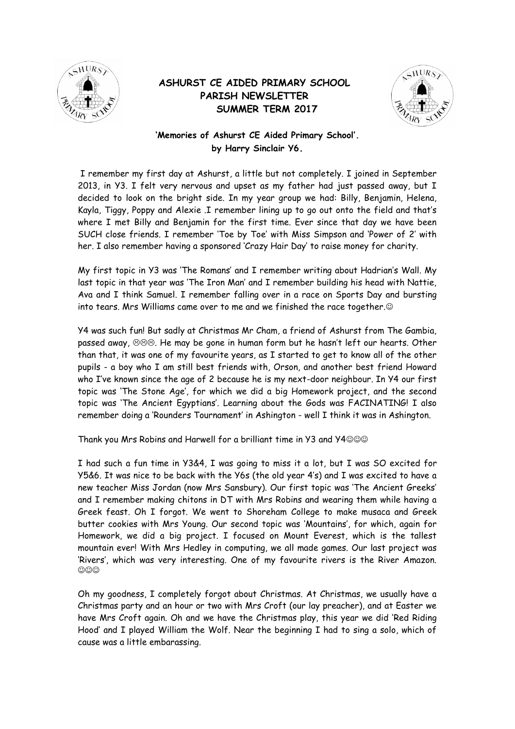# ASHURST CE AIDED PRIMARY SCHOOL
# PARISH NEWSLETTER
# SUMMER TERM 2017

**'Memories of Ashurst CE Aided Primary School'.**
**by Harry Sinclair Y6.**

I remember my first day at Ashurst, a little but not completely. I joined in September 2013, in Y3. I felt very nervous and upset as my father had just passed away, but I decided to look on the bright side. In my year group we had: Billy, Benjamin, Helena, Kayla, Tiggy, Poppy and Alexie .I remember lining up to go out onto the field and that's where I met Billy and Benjamin for the first time. Ever since that day we have been SUCH close friends. I remember 'Toe by Toe' with Miss Simpson and 'Power of 2' with her. I also remember having a sponsored 'Crazy Hair Day' to raise money for charity.

My first topic in Y3 was 'The Romans' and I remember writing about Hadrian's Wall. My last topic in that year was 'The Iron Man' and I remember building his head with Nattie, Ava and I think Samuel. I remember falling over in a race on Sports Day and bursting into tears. Mrs Williams came over to me and we finished the race together.☺

Y4 was such fun! But sadly at Christmas Mr Cham, a friend of Ashurst from The Gambia, passed away, ☹☹☹. He may be gone in human form but he hasn't left our hearts. Other than that, it was one of my favourite years, as I started to get to know all of the other pupils - a boy who I am still best friends with, Orson, and another best friend Howard who I've known since the age of 2 because he is my next-door neighbour. In Y4 our first topic was 'The Stone Age', for which we did a big Homework project, and the second topic was 'The Ancient Egyptians'. Learning about the Gods was FACINATING! I also remember doing a 'Rounders Tournament' in Ashington - well I think it was in Ashington.

Thank you Mrs Robins and Harwell for a brilliant time in Y3 and Y4☺☺☺

I had such a fun time in Y3&4, I was going to miss it a lot, but I was SO excited for Y5&6. It was nice to be back with the Y6s (the old year 4's) and I was excited to have a new teacher Miss Jordan (now Mrs Sansbury). Our first topic was 'The Ancient Greeks' and I remember making chitons in DT with Mrs Robins and wearing them while having a Greek feast. Oh I forgot. We went to Shoreham College to make musaca and Greek butter cookies with Mrs Young. Our second topic was 'Mountains', for which, again for Homework, we did a big project. I focused on Mount Everest, which is the tallest mountain ever! With Mrs Hedley in computing, we all made games. Our last project was 'Rivers', which was very interesting. One of my favourite rivers is the River Amazon. ☺☺☺

Oh my goodness, I completely forgot about Christmas. At Christmas, we usually have a Christmas party and an hour or two with Mrs Croft (our lay preacher), and at Easter we have Mrs Croft again. Oh and we have the Christmas play, this year we did 'Red Riding Hood' and I played William the Wolf. Near the beginning I had to sing a solo, which of cause was a little embarassing.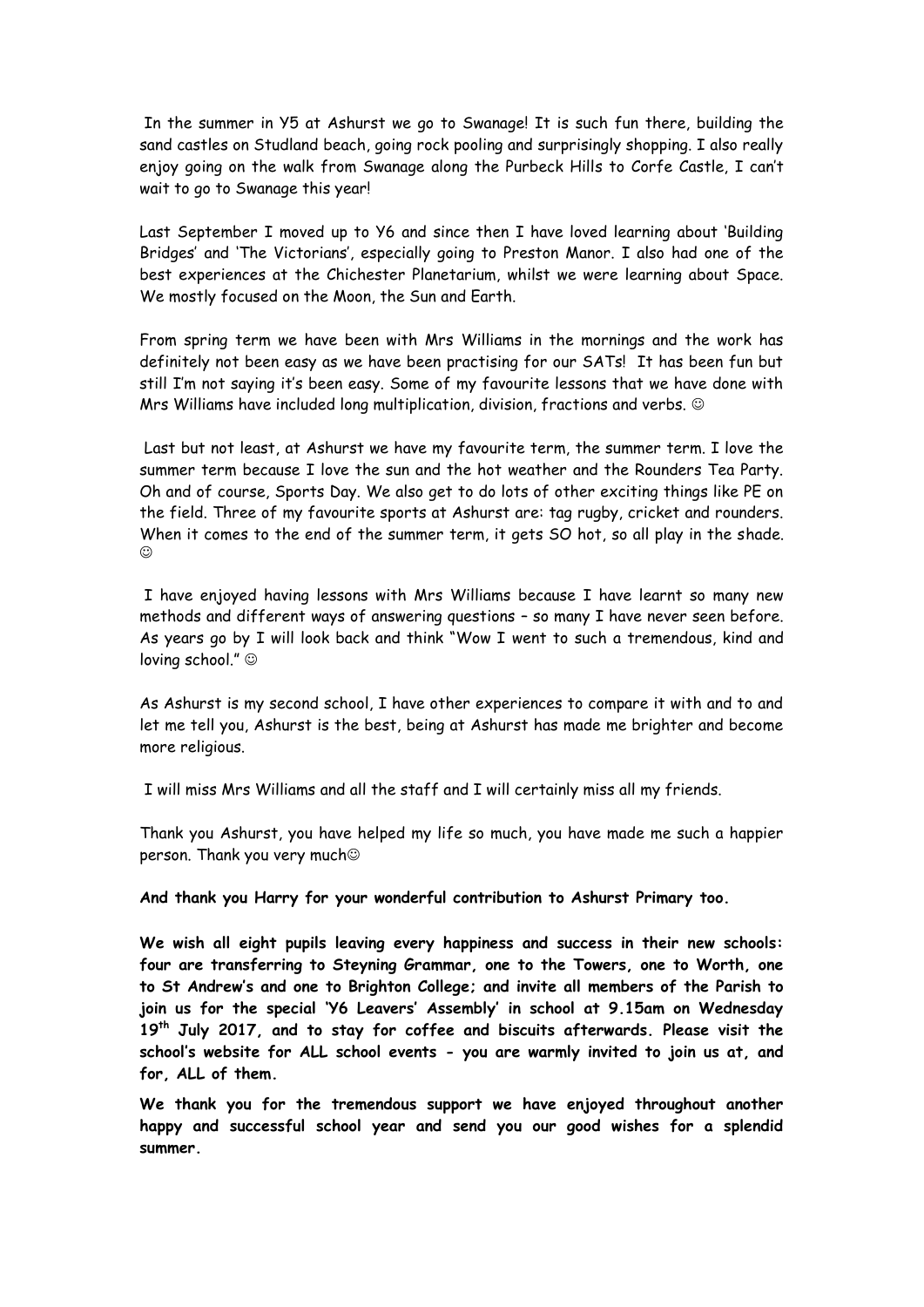In the summer in Y5 at Ashurst we go to Swanage! It is such fun there, building the sand castles on Studland beach, going rock pooling and surprisingly shopping. I also really enjoy going on the walk from Swanage along the Purbeck Hills to Corfe Castle, I can't wait to go to Swanage this year!

Last September I moved up to Y6 and since then I have loved learning about 'Building Bridges' and 'The Victorians', especially going to Preston Manor. I also had one of the best experiences at the Chichester Planetarium, whilst we were learning about Space. We mostly focused on the Moon, the Sun and Earth.

From spring term we have been with Mrs Williams in the mornings and the work has definitely not been easy as we have been practising for our SATs! It has been fun but still I'm not saying it's been easy. Some of my favourite lessons that we have done with Mrs Williams have included long multiplication, division, fractions and verbs. ☺

Last but not least, at Ashurst we have my favourite term, the summer term. I love the summer term because I love the sun and the hot weather and the Rounders Tea Party. Oh and of course, Sports Day. We also get to do lots of other exciting things like PE on the field. Three of my favourite sports at Ashurst are: tag rugby, cricket and rounders. When it comes to the end of the summer term, it gets SO hot, so all play in the shade. ☺

I have enjoyed having lessons with Mrs Williams because I have learnt so many new methods and different ways of answering questions – so many I have never seen before. As years go by I will look back and think "Wow I went to such a tremendous, kind and loving school." ☺

As Ashurst is my second school, I have other experiences to compare it with and to and let me tell you, Ashurst is the best, being at Ashurst has made me brighter and become more religious.

I will miss Mrs Williams and all the staff and I will certainly miss all my friends.

Thank you Ashurst, you have helped my life so much, you have made me such a happier person. Thank you very much☺

**And thank you Harry for your wonderful contribution to Ashurst Primary too.**

**We wish all eight pupils leaving every happiness and success in their new schools: four are transferring to Steyning Grammar, one to the Towers, one to Worth, one to St Andrew's and one to Brighton College; and invite all members of the Parish to join us for the special 'Y6 Leavers' Assembly' in school at 9.15am on Wednesday 19th July 2017, and to stay for coffee and biscuits afterwards. Please visit the school's website for ALL school events - you are warmly invited to join us at, and for, ALL of them.**

**We thank you for the tremendous support we have enjoyed throughout another happy and successful school year and send you our good wishes for a splendid summer.**